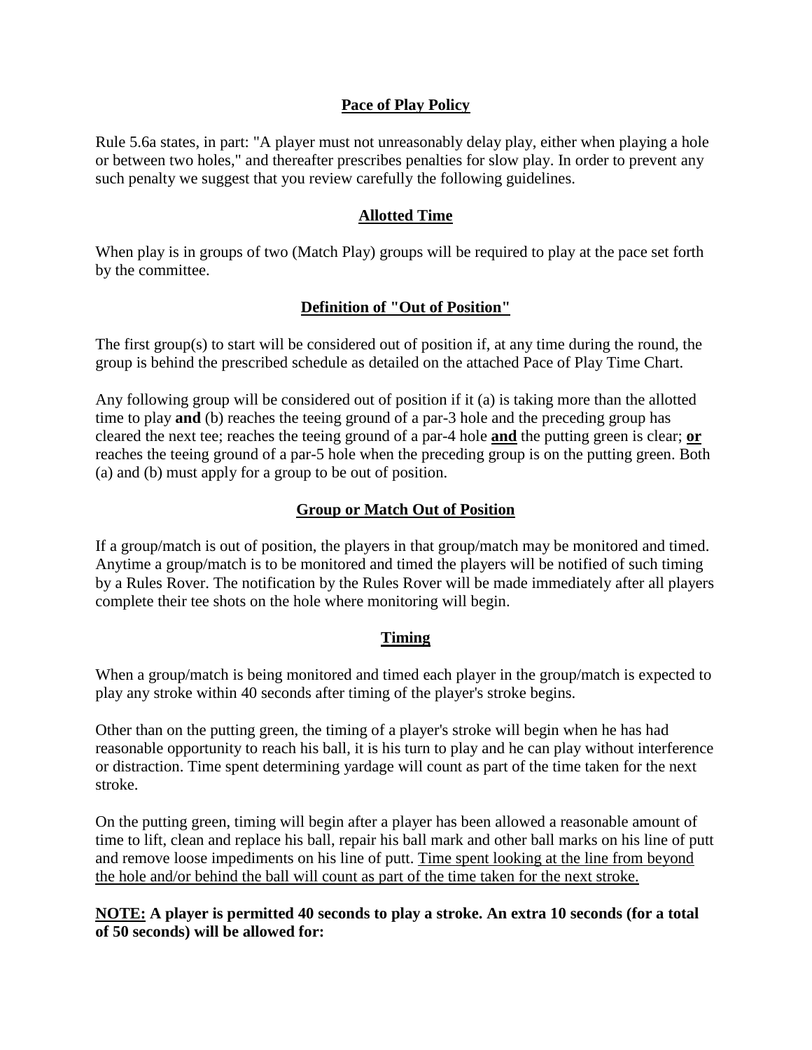## Pace of Play Policy

Rule 5.6a states, in part: "A player must not unreasonably delay play, either when playing a hole or between two holes," and thereafter prescribes penalties for slow play. In order to prevent any such penalty we suggest that you review carefully the following guidelines.

## Allotted Time

When play is in groups of two (Match Play) groups will be required to play at the pace set forth by the committee.

## Definition of "Out of Position"

The first group(s) to start will be considered out of position if, at any time during the round, the group is behind the prescribed schedule as detailed on the attached Pace of Play Time Chart.

Any following group will be considered out of position if it (a) is taking more than the allotted time to play **and** (b) reaches the teeing ground of a par-3 hole and the preceding group has cleared the next tee; reaches the teeing ground of a par-4 hole **and** the putting green is clear; **or** reaches the teeing ground of a par-5 hole when the preceding group is on the putting green. Both (a) and (b) must apply for a group to be out of position.

## Group or Match Out of Position

If a group/match is out of position, the players in that group/match may be monitored and timed. Anytime a group/match is to be monitored and timed the players will be notified of such timing by a Rules Rover. The notification by the Rules Rover will be made immediately after all players complete their tee shots on the hole where monitoring will begin.

## Timing

When a group/match is being monitored and timed each player in the group/match is expected to play any stroke within 40 seconds after timing of the player's stroke begins.

Other than on the putting green, the timing of a player's stroke will begin when he has had reasonable opportunity to reach his ball, it is his turn to play and he can play without interference or distraction. Time spent determining yardage will count as part of the time taken for the next stroke.

On the putting green, timing will begin after a player has been allowed a reasonable amount of time to lift, clean and replace his ball, repair his ball mark and other ball marks on his line of putt and remove loose impediments on his line of putt. Time spent looking at the line from beyond the hole and/or behind the ball will count as part of the time taken for the next stroke.

**NOTE: A player is permitted 40 seconds to play a stroke. An extra 10 seconds (for a total of 50 seconds) will be allowed for:**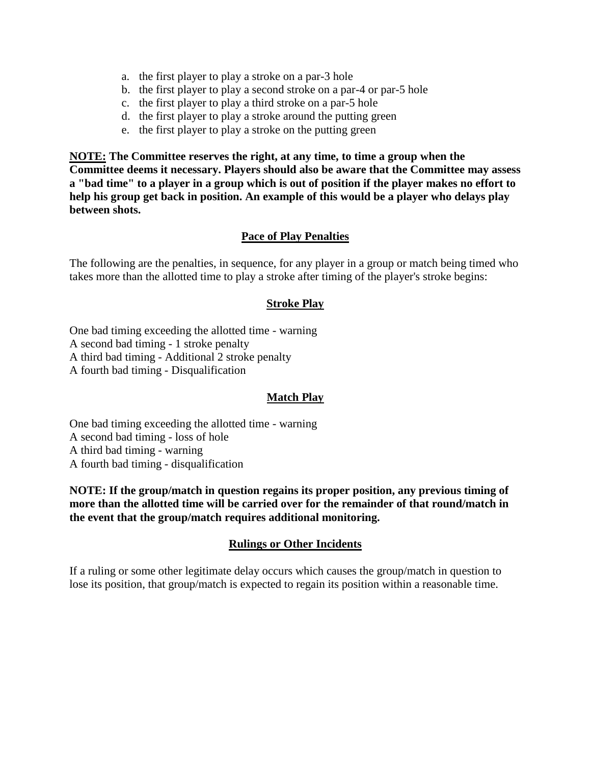a. the first player to play a stroke on a par-3 hole
b. the first player to play a second stroke on a par-4 or par-5 hole
c. the first player to play a third stroke on a par-5 hole
d. the first player to play a stroke around the putting green
e. the first player to play a stroke on the putting green

**<u>NOTE:</u> The Committee reserves the right, at any time, to time a group when the Committee deems it necessary. Players should also be aware that the Committee may assess a "bad time" to a player in a group which is out of position if the player makes no effort to help his group get back in position. An example of this would be a player who delays play between shots.**

## Pace of Play Penalties

The following are the penalties, in sequence, for any player in a group or match being timed who takes more than the allotted time to play a stroke after timing of the player's stroke begins:

### Stroke Play

One bad timing exceeding the allotted time - warning
A second bad timing - 1 stroke penalty
A third bad timing - Additional 2 stroke penalty
A fourth bad timing - Disqualification

### Match Play

One bad timing exceeding the allotted time - warning
A second bad timing - loss of hole
A third bad timing - warning
A fourth bad timing - disqualification

**NOTE: If the group/match in question regains its proper position, any previous timing of more than the allotted time will be carried over for the remainder of that round/match in the event that the group/match requires additional monitoring.**

## Rulings or Other Incidents

If a ruling or some other legitimate delay occurs which causes the group/match in question to lose its position, that group/match is expected to regain its position within a reasonable time.